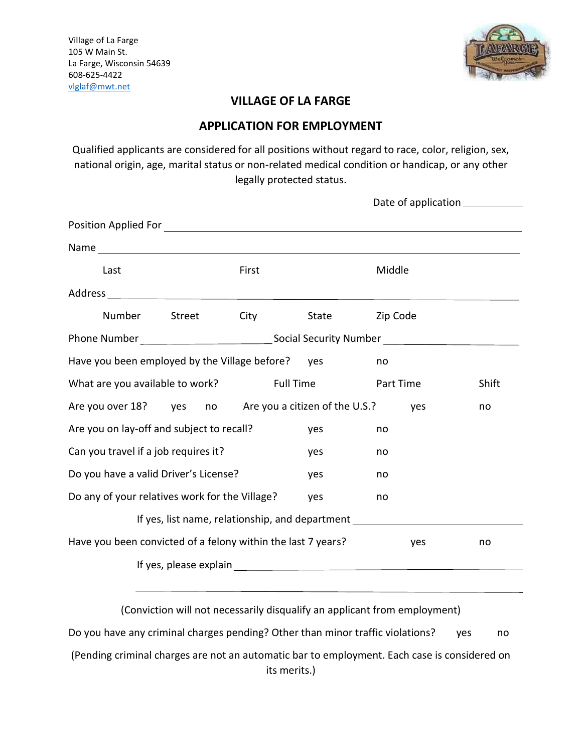Village of La Farge
105 W Main St.
La Farge, Wisconsin 54639
608-625-4422
vlglaf@mwt.net

# VILLAGE OF LA FARGE

## APPLICATION FOR EMPLOYMENT

Qualified applicants are considered for all positions without regard to race, color, religion, sex, national origin, age, marital status or non-related medical condition or handicap, or any other legally protected status.

Date of application ___________

Position Applied For ______________________________________________

Name ______________________________________________

Last First Middle

Address ______________________________________________

Number Street City State Zip Code

Phone Number ______________________ Social Security Number ______________________

Have you been employed by the Village before? yes no

What are you available to work? Full Time Part Time Shift

Are you over 18? yes no Are you a citizen of the U.S.? yes no

Are you on lay-off and subject to recall? yes no

Can you travel if a job requires it? yes no

Do you have a valid Driver's License? yes no

Do any of your relatives work for the Village? yes no

If yes, list name, relationship, and department ______________________

Have you been convicted of a felony within the last 7 years? yes no

If yes, please explain ______________________________________________

______________________________________________

(Conviction will not necessarily disqualify an applicant from employment)

Do you have any criminal charges pending? Other than minor traffic violations? yes no

(Pending criminal charges are not an automatic bar to employment. Each case is considered on its merits.)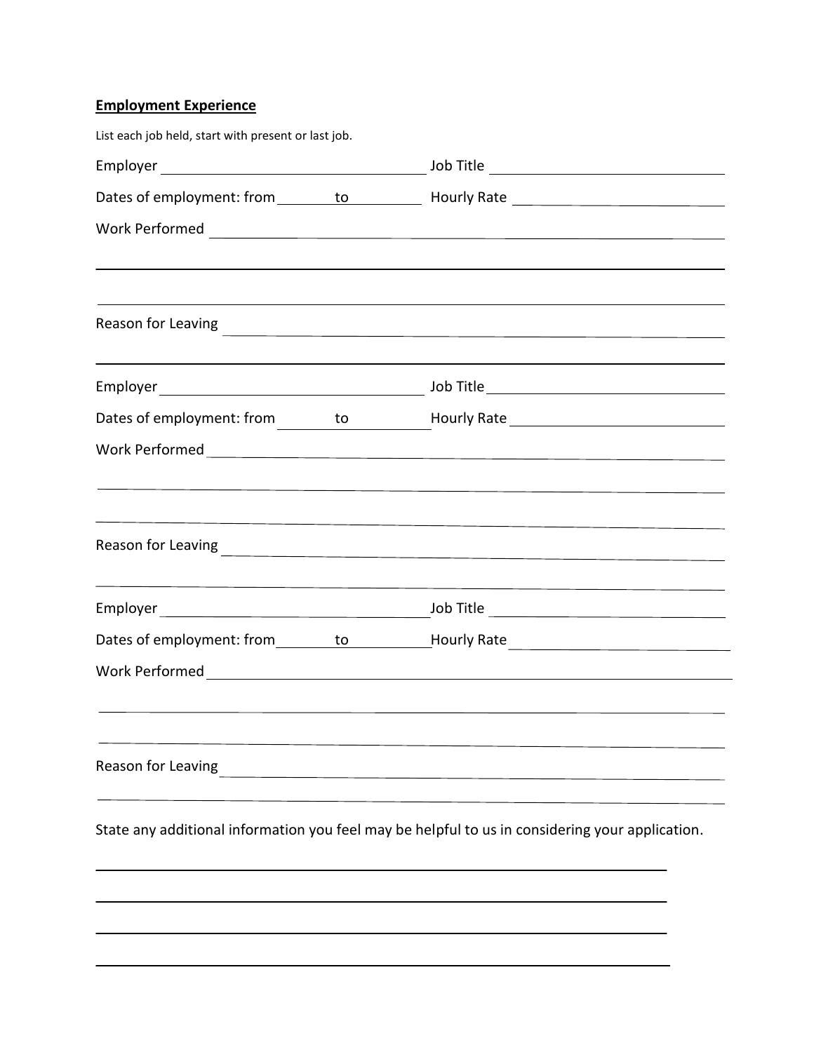**Employment Experience**

List each job held, start with present or last job.

Employer ______________________________ Job Title ______________________________

Dates of employment: from ________ to __________ Hourly Rate ______________________________

Work Performed ________________________________________________________________

________________________________________________________________________________

________________________________________________________________________________

Reason for Leaving ______________________________________________________________

________________________________________________________________________________

Employer ______________________________ Job Title ______________________________

Dates of employment: from ________ to __________ Hourly Rate ______________________________

Work Performed ________________________________________________________________

________________________________________________________________________________

________________________________________________________________________________

Reason for Leaving ______________________________________________________________

________________________________________________________________________________

Employer ______________________________ Job Title ______________________________

Dates of employment: from ________ to __________ Hourly Rate ______________________________

Work Performed ________________________________________________________________

________________________________________________________________________________

________________________________________________________________________________

Reason for Leaving ______________________________________________________________

________________________________________________________________________________

State any additional information you feel may be helpful to us in considering your application.

________________________________________________________________________________

________________________________________________________________________________

________________________________________________________________________________

________________________________________________________________________________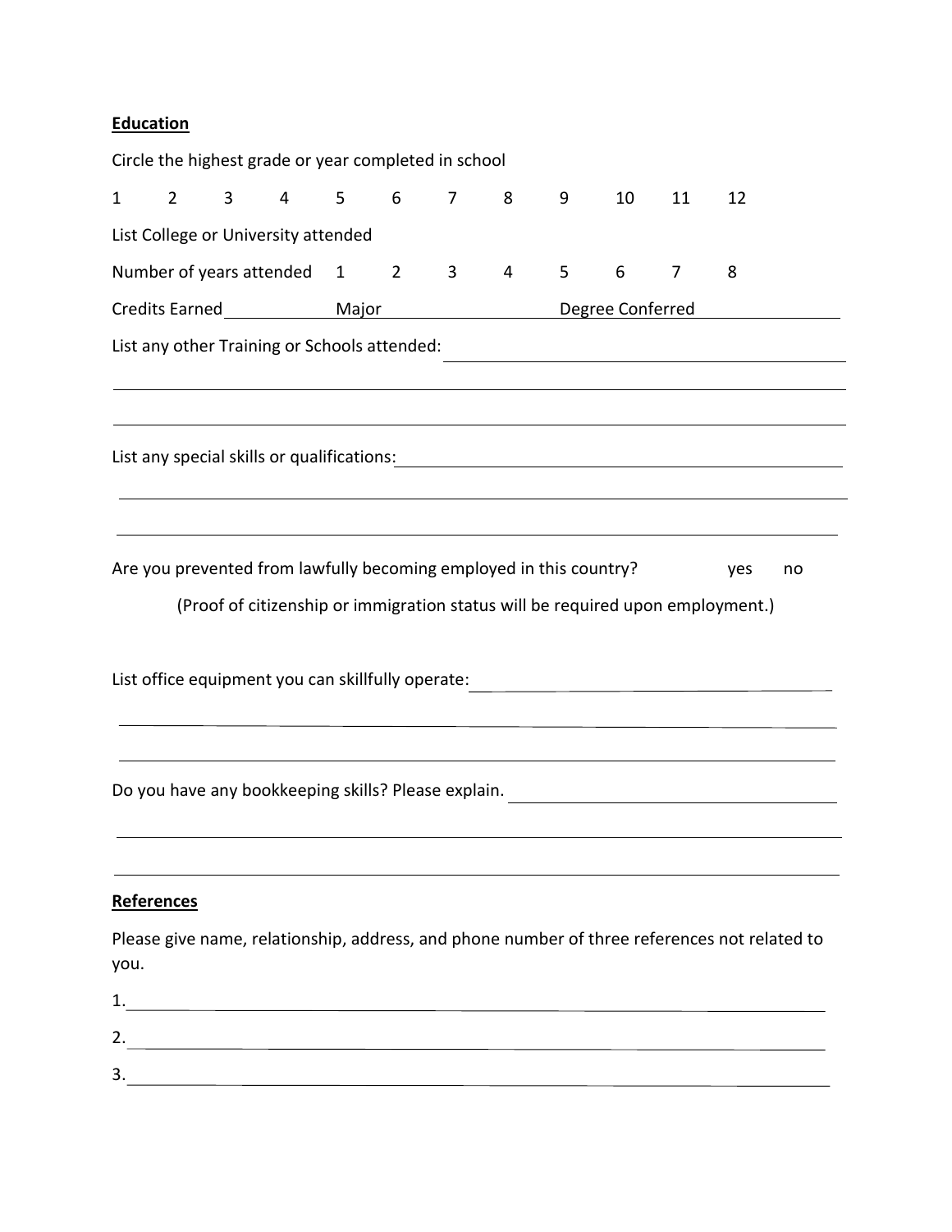**Education**

Circle the highest grade or year completed in school

1 2 3 4 5 6 7 8 9 10 11 12

List College or University attended

Number of years attended 1 2 3 4 5 6 7 8

Credits Earned ____________ Major ____________________ Degree Conferred ____________

List any other Training or Schools attended: ______________________________________

______________________________________________________________________________

______________________________________________________________________________

List any special skills or qualifications: ____________________________________________

______________________________________________________________________________

______________________________________________________________________________

Are you prevented from lawfully becoming employed in this country? yes no

(Proof of citizenship or immigration status will be required upon employment.)

List office equipment you can skillfully operate: _____________________________________

______________________________________________________________________________

______________________________________________________________________________

Do you have any bookkeeping skills? Please explain. _________________________________

______________________________________________________________________________

______________________________________________________________________________

**References**

Please give name, relationship, address, and phone number of three references not related to you.

1. ____________________________________________________________________________

2. ____________________________________________________________________________

3. ____________________________________________________________________________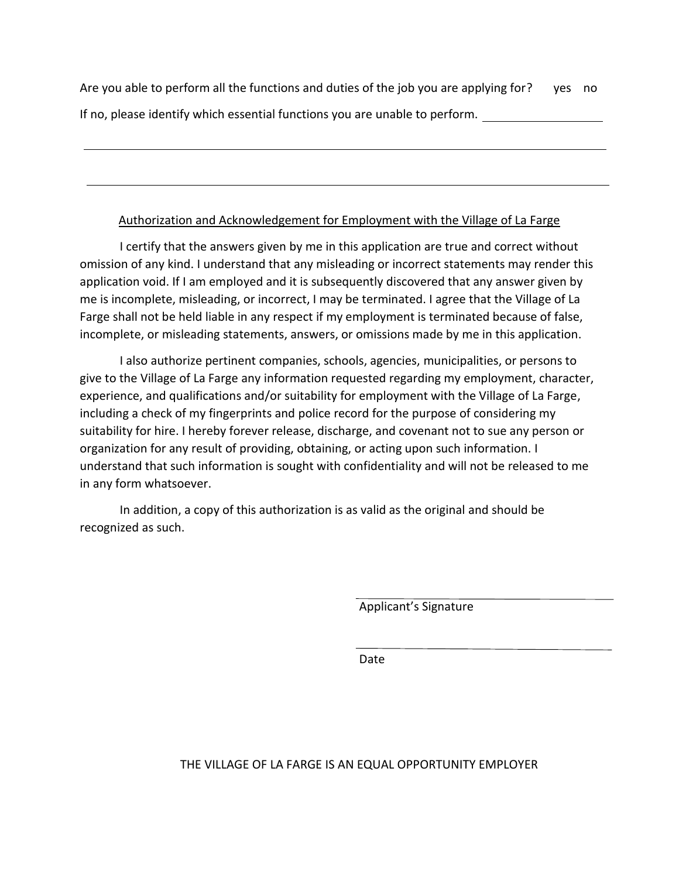Are you able to perform all the functions and duties of the job you are applying for? yes no

If no, please identify which essential functions you are unable to perform. ____________________

______________________________________________________________________________

______________________________________________________________________________

<u>Authorization and Acknowledgement for Employment with the Village of La Farge</u>

I certify that the answers given by me in this application are true and correct without omission of any kind. I understand that any misleading or incorrect statements may render this application void. If I am employed and it is subsequently discovered that any answer given by me is incomplete, misleading, or incorrect, I may be terminated. I agree that the Village of La Farge shall not be held liable in any respect if my employment is terminated because of false, incomplete, or misleading statements, answers, or omissions made by me in this application.

I also authorize pertinent companies, schools, agencies, municipalities, or persons to give to the Village of La Farge any information requested regarding my employment, character, experience, and qualifications and/or suitability for employment with the Village of La Farge, including a check of my fingerprints and police record for the purpose of considering my suitability for hire. I hereby forever release, discharge, and covenant not to sue any person or organization for any result of providing, obtaining, or acting upon such information. I understand that such information is sought with confidentiality and will not be released to me in any form whatsoever.

In addition, a copy of this authorization is as valid as the original and should be recognized as such.

______________________________
Applicant's Signature

______________________________
Date

THE VILLAGE OF LA FARGE IS AN EQUAL OPPORTUNITY EMPLOYER